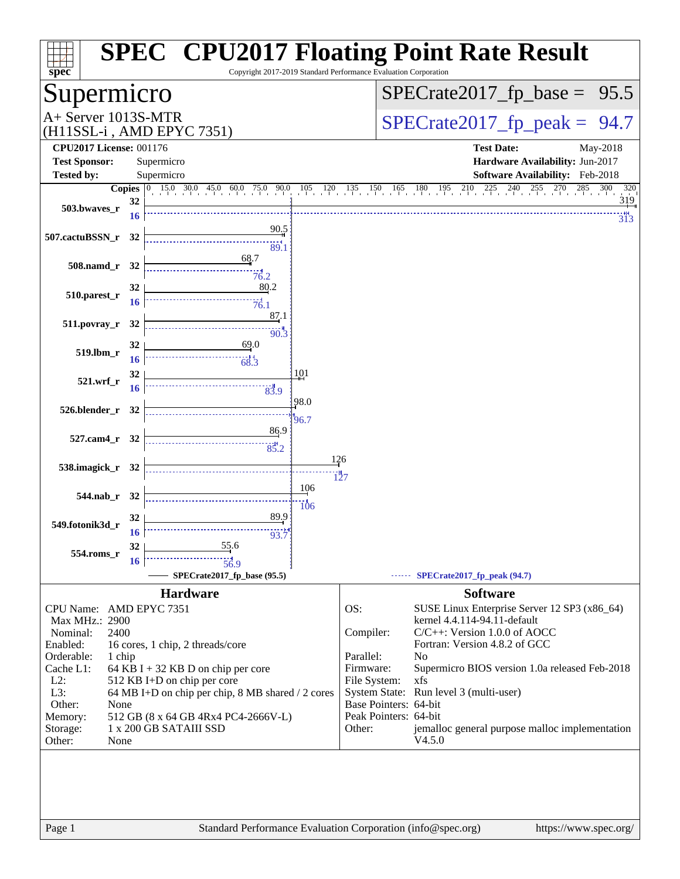# SPEC CPU2017 Floating Point Rate Result

Copyright 2017-2019 Standard Performance Evaluation Corporation

## Supermicro

A+ Server 1013S-MTR
(H11SSL-i , AMD EPYC 7351)

SPECrate2017_fp_base = 95.5

SPECrate2017_fp_peak = 94.7

**CPU2017 License:** 001176
**Test Sponsor:** Supermicro
**Tested by:** Supermicro

**Test Date:** May-2018
**Hardware Availability:** Jun-2017
**Software Availability:** Feb-2018

| Benchmark | Copies (base) | Base | Copies (peak) | Peak |
|---|---|---|---|---|
| 503.bwaves_r | 32 | 319 | 16 | 313 |
| 507.cactuBSSN_r | 32 | 90.5 | 32 | 89.1 |
| 508.namd_r | 32 | 68.7 | 32 | 76.2 |
| 510.parest_r | 32 | 80.2 | 16 | 76.1 |
| 511.povray_r | 32 | 87.1 | 32 | 90.3 |
| 519.lbm_r | 32 | 69.0 | 16 | 68.3 |
| 521.wrf_r | 32 | 101 | 16 | 83.9 |
| 526.blender_r | 32 | 98.0 | 32 | 96.7 |
| 527.cam4_r | 32 | 86.9 | 32 | 85.2 |
| 538.imagick_r | 32 | 126 | 32 | 127 |
| 544.nab_r | 32 | 106 | 32 | 106 |
| 549.fotonik3d_r | 32 | 89.9 | 16 | 93.7 |
| 554.roms_r | 32 | 55.6 | 16 | 56.9 |

SPECrate2017_fp_base (95.5) — SPECrate2017_fp_peak (94.7)

## Hardware

| | |
|---|---|
| CPU Name: | AMD EPYC 7351 |
| Max MHz.: | 2900 |
| Nominal: | 2400 |
| Enabled: | 16 cores, 1 chip, 2 threads/core |
| Orderable: | 1 chip |
| Cache L1: | 64 KB I + 32 KB D on chip per core |
| L2: | 512 KB I+D on chip per core |
| L3: | 64 MB I+D on chip per chip, 8 MB shared / 2 cores |
| Other: | None |
| Memory: | 512 GB (8 x 64 GB 4Rx4 PC4-2666V-L) |
| Storage: | 1 x 200 GB SATAIII SSD |
| Other: | None |

## Software

| | |
|---|---|
| OS: | SUSE Linux Enterprise Server 12 SP3 (x86_64) kernel 4.4.114-94.11-default |
| Compiler: | C/C++: Version 1.0.0 of AOCC Fortran: Version 4.8.2 of GCC |
| Parallel: | No |
| Firmware: | Supermicro BIOS version 1.0a released Feb-2018 |
| File System: | xfs |
| System State: | Run level 3 (multi-user) |
| Base Pointers: | 64-bit |
| Peak Pointers: | 64-bit |
| Other: | jemalloc general purpose malloc implementation V4.5.0 |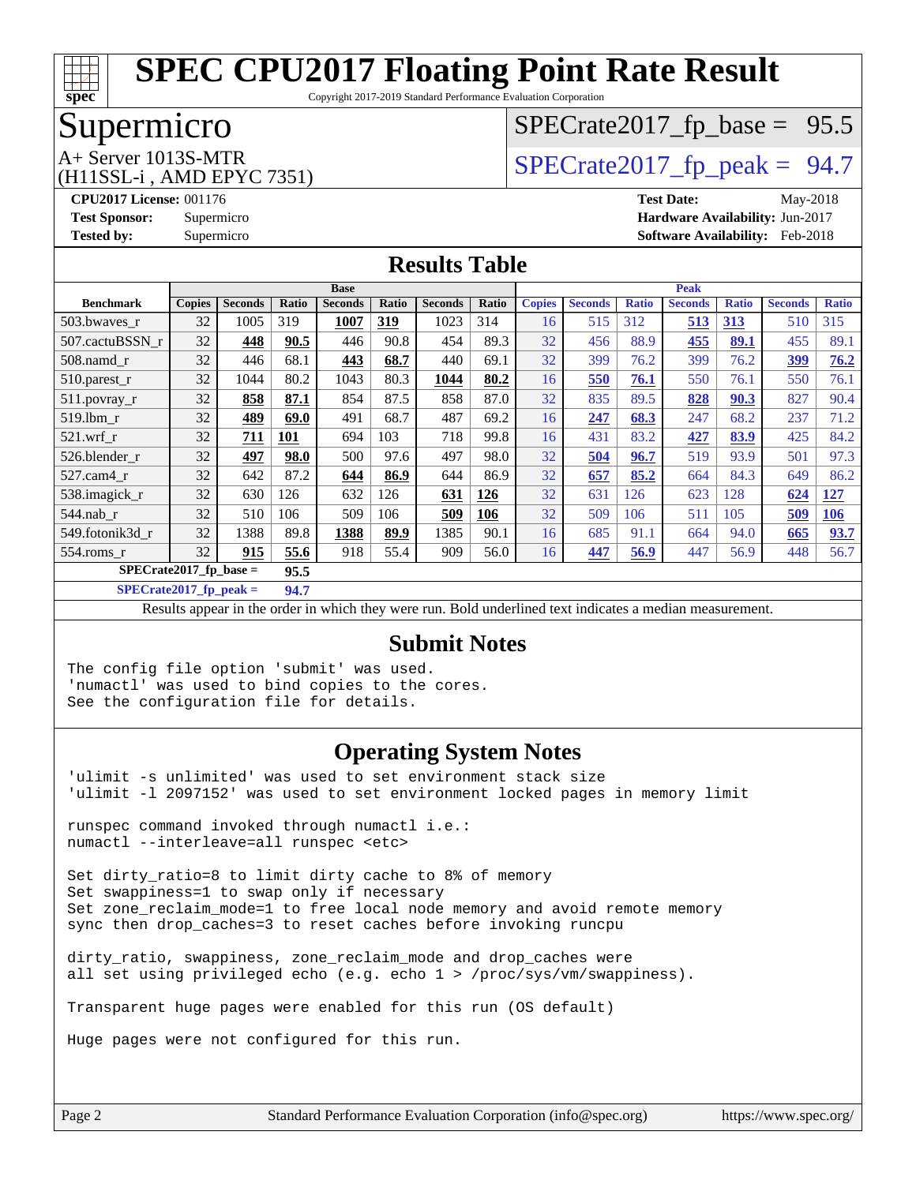# SPEC CPU2017 Floating Point Rate Result

Copyright 2017-2019 Standard Performance Evaluation Corporation

## Supermicro

A+ Server 1013S-MTR
(H11SSL-i , AMD EPYC 7351)

SPECrate2017_fp_base = 95.5

SPECrate2017_fp_peak = 94.7

**CPU2017 License:** 001176
**Test Sponsor:** Supermicro
**Tested by:** Supermicro

**Test Date:** May-2018
**Hardware Availability:** Jun-2017
**Software Availability:** Feb-2018

## Results Table

| Benchmark | Base | | | | | | | Peak | | | | | | |
|---|---|---|---|---|---|---|---|---|---|---|---|---|---|---|
| | Copies | Seconds | Ratio | Seconds | Ratio | Seconds | Ratio | Copies | Seconds | Ratio | Seconds | Ratio | Seconds | Ratio |
| 503.bwaves_r | 32 | 1005 | 319 | **1007** | **319** | 1023 | 314 | 16 | 515 | 312 | **513** | **313** | 510 | 315 |
| 507.cactuBSSN_r | 32 | **448** | **90.5** | 446 | 90.8 | 454 | 89.3 | 32 | 456 | 88.9 | **455** | **89.1** | 455 | 89.1 |
| 508.namd_r | 32 | 446 | 68.1 | **443** | **68.7** | 440 | 69.1 | 32 | 399 | 76.2 | 399 | 76.2 | **399** | **76.2** |
| 510.parest_r | 32 | 1044 | 80.2 | 1043 | 80.3 | **1044** | **80.2** | 16 | **550** | **76.1** | 550 | 76.1 | 550 | 76.1 |
| 511.povray_r | 32 | **858** | **87.1** | 854 | 87.5 | 858 | 87.0 | 32 | 835 | 89.5 | **828** | **90.3** | 827 | 90.4 |
| 519.lbm_r | 32 | **489** | **69.0** | 491 | 68.7 | 487 | 69.2 | 16 | **247** | **68.3** | 247 | 68.2 | 237 | 71.2 |
| 521.wrf_r | 32 | **711** | **101** | 694 | 103 | 718 | 99.8 | 16 | 431 | 83.2 | **427** | **83.9** | 425 | 84.2 |
| 526.blender_r | 32 | **497** | **98.0** | 500 | 97.6 | 497 | 98.0 | 32 | **504** | **96.7** | 519 | 93.9 | 501 | 97.3 |
| 527.cam4_r | 32 | 642 | 87.2 | **644** | **86.9** | 644 | 86.9 | 32 | **657** | **85.2** | 664 | 84.3 | 649 | 86.2 |
| 538.imagick_r | 32 | 630 | 126 | 632 | 126 | **631** | **126** | 32 | 631 | 126 | 623 | 128 | **624** | **127** |
| 544.nab_r | 32 | 510 | 106 | 509 | 106 | **509** | **106** | 32 | 509 | 106 | 511 | 105 | **509** | **106** |
| 549.fotonik3d_r | 32 | 1388 | 89.8 | **1388** | **89.9** | 1385 | 90.1 | 16 | 685 | 91.1 | 664 | 94.0 | **665** | **93.7** |
| 554.roms_r | 32 | **915** | **55.6** | 918 | 55.4 | 909 | 56.0 | 16 | **447** | **56.9** | 447 | 56.9 | 448 | 56.7 |

**SPECrate2017_fp_base = 95.5**

**SPECrate2017_fp_peak = 94.7**

Results appear in the order in which they were run. Bold underlined text indicates a median measurement.

## Submit Notes

```
The config file option 'submit' was used.
'numactl' was used to bind copies to the cores.
See the configuration file for details.
```

## Operating System Notes

```
'ulimit -s unlimited' was used to set environment stack size
'ulimit -l 2097152' was used to set environment locked pages in memory limit

runspec command invoked through numactl i.e.:
numactl --interleave=all runspec <etc>

Set dirty_ratio=8 to limit dirty cache to 8% of memory
Set swappiness=1 to swap only if necessary
Set zone_reclaim_mode=1 to free local node memory and avoid remote memory
sync then drop_caches=3 to reset caches before invoking runcpu

dirty_ratio, swappiness, zone_reclaim_mode and drop_caches were
all set using privileged echo (e.g. echo 1 > /proc/sys/vm/swappiness).

Transparent huge pages were enabled for this run (OS default)

Huge pages were not configured for this run.
```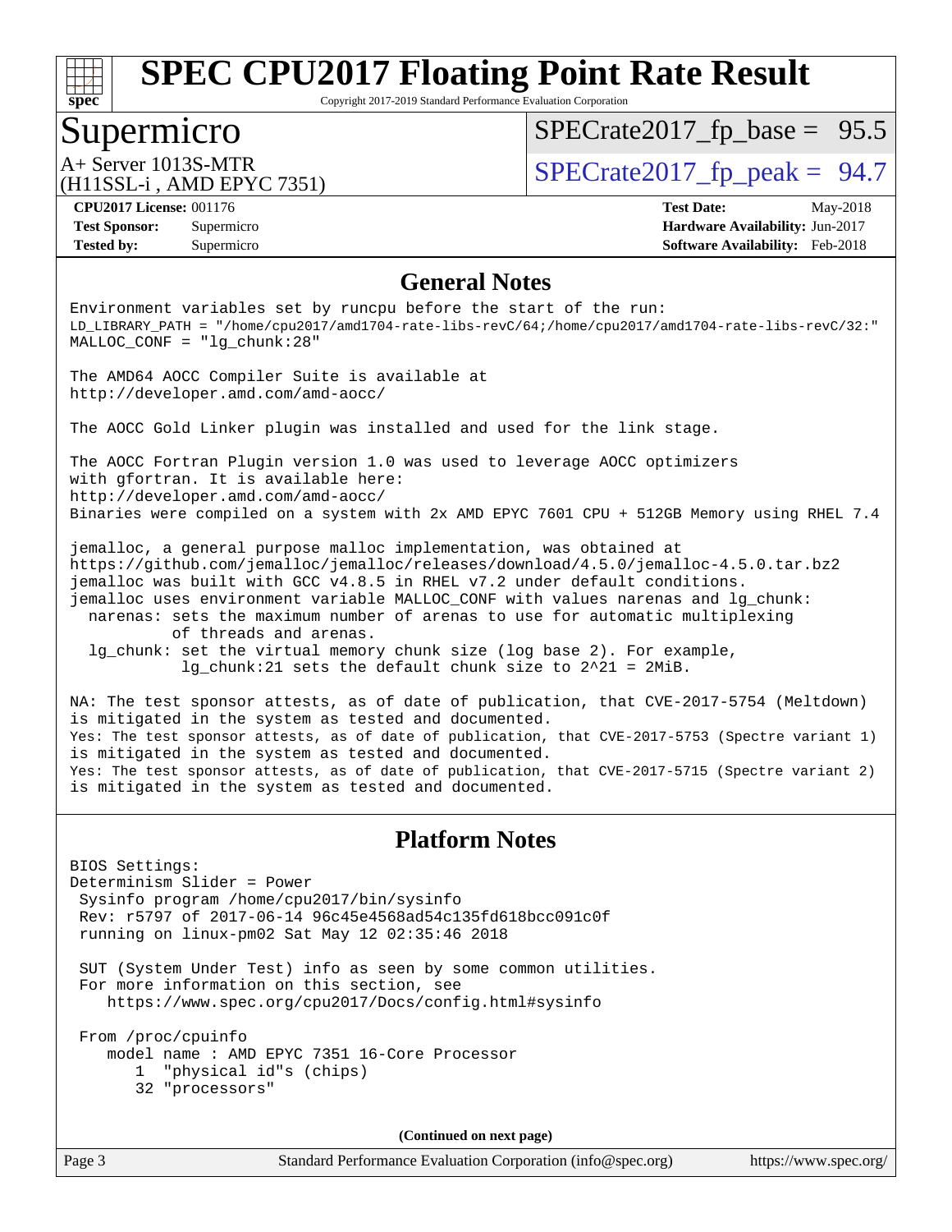# SPEC CPU2017 Floating Point Rate Result

Copyright 2017-2019 Standard Performance Evaluation Corporation

## Supermicro

A+ Server 1013S-MTR
(H11SSL-i , AMD EPYC 7351)

SPECrate2017_fp_base = 95.5

SPECrate2017_fp_peak = 94.7

**CPU2017 License:** 001176
**Test Sponsor:** Supermicro
**Tested by:** Supermicro

**Test Date:** May-2018
**Hardware Availability:** Jun-2017
**Software Availability:** Feb-2018

## General Notes

```
Environment variables set by runcpu before the start of the run:
LD_LIBRARY_PATH = "/home/cpu2017/amd1704-rate-libs-revC/64;/home/cpu2017/amd1704-rate-libs-revC/32:"
MALLOC_CONF = "lg_chunk:28"

The AMD64 AOCC Compiler Suite is available at
http://developer.amd.com/amd-aocc/

The AOCC Gold Linker plugin was installed and used for the link stage.

The AOCC Fortran Plugin version 1.0 was used to leverage AOCC optimizers
with gfortran. It is available here:
http://developer.amd.com/amd-aocc/
Binaries were compiled on a system with 2x AMD EPYC 7601 CPU + 512GB Memory using RHEL 7.4

jemalloc, a general purpose malloc implementation, was obtained at
https://github.com/jemalloc/jemalloc/releases/download/4.5.0/jemalloc-4.5.0.tar.bz2
jemalloc was built with GCC v4.8.5 in RHEL v7.2 under default conditions.
jemalloc uses environment variable MALLOC_CONF with values narenas and lg_chunk:
  narenas: sets the maximum number of arenas to use for automatic multiplexing
           of threads and arenas.
  lg_chunk: set the virtual memory chunk size (log base 2). For example,
            lg_chunk:21 sets the default chunk size to 2^21 = 2MiB.

NA: The test sponsor attests, as of date of publication, that CVE-2017-5754 (Meltdown)
is mitigated in the system as tested and documented.
Yes: The test sponsor attests, as of date of publication, that CVE-2017-5753 (Spectre variant 1)
is mitigated in the system as tested and documented.
Yes: The test sponsor attests, as of date of publication, that CVE-2017-5715 (Spectre variant 2)
is mitigated in the system as tested and documented.
```

## Platform Notes

```
BIOS Settings:
Determinism Slider = Power
 Sysinfo program /home/cpu2017/bin/sysinfo
 Rev: r5797 of 2017-06-14 96c45e4568ad54c135fd618bcc091c0f
 running on linux-pm02 Sat May 12 02:35:46 2018

 SUT (System Under Test) info as seen by some common utilities.
 For more information on this section, see
    https://www.spec.org/cpu2017/Docs/config.html#sysinfo

 From /proc/cpuinfo
    model name : AMD EPYC 7351 16-Core Processor
       1  "physical id"s (chips)
       32 "processors"
```

**(Continued on next page)**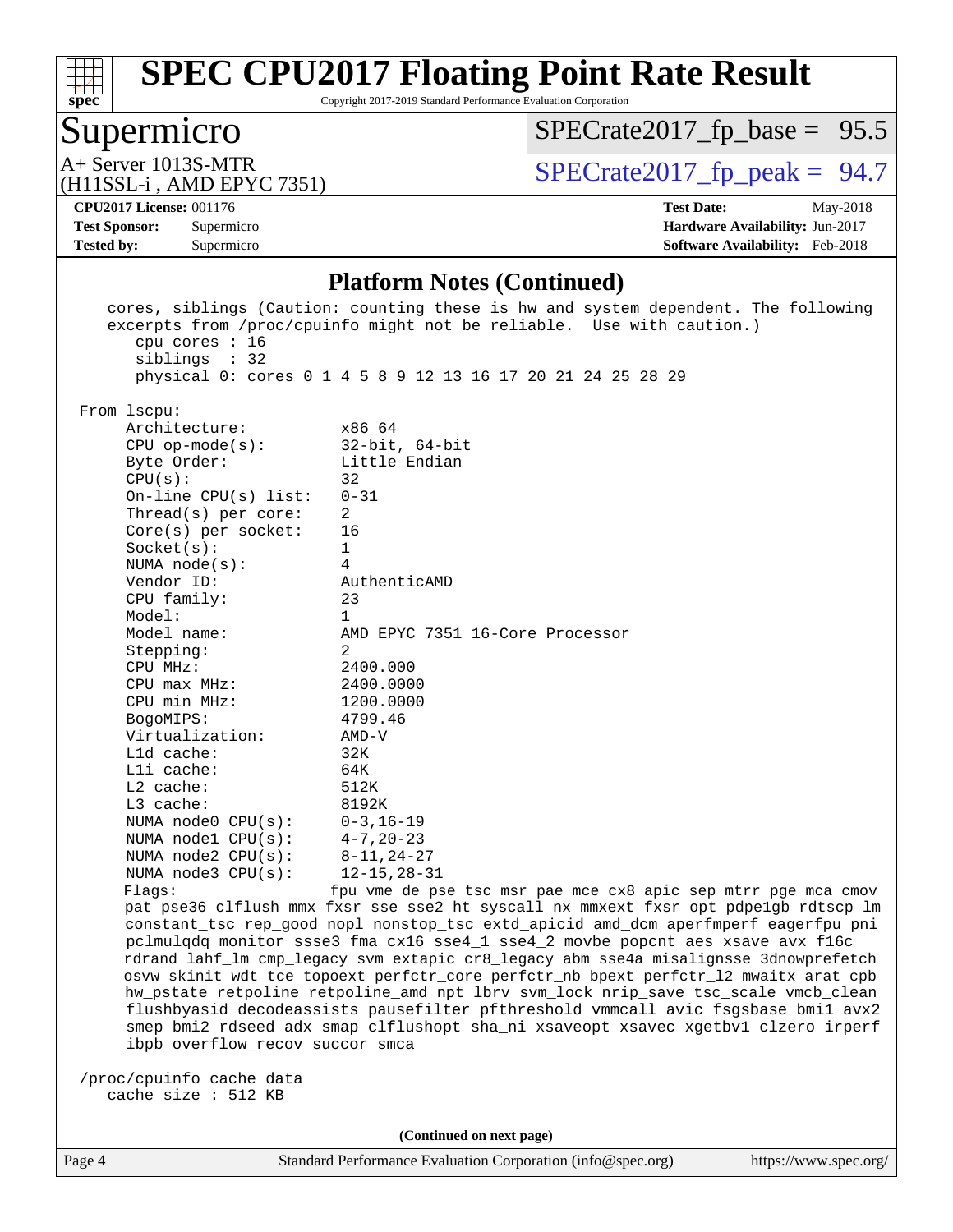## Platform Notes (Continued)

```
    cores, siblings (Caution: counting these is hw and system dependent. The following
    excerpts from /proc/cpuinfo might not be reliable.  Use with caution.)
       cpu cores : 16
       siblings  : 32
       physical 0: cores 0 1 4 5 8 9 12 13 16 17 20 21 24 25 28 29

 From lscpu:
      Architecture:          x86_64
      CPU op-mode(s):        32-bit, 64-bit
      Byte Order:            Little Endian
      CPU(s):                32
      On-line CPU(s) list:   0-31
      Thread(s) per core:    2
      Core(s) per socket:    16
      Socket(s):             1
      NUMA node(s):          4
      Vendor ID:             AuthenticAMD
      CPU family:            23
      Model:                 1
      Model name:            AMD EPYC 7351 16-Core Processor
      Stepping:              2
      CPU MHz:               2400.000
      CPU max MHz:           2400.0000
      CPU min MHz:           1200.0000
      BogoMIPS:              4799.46
      Virtualization:        AMD-V
      L1d cache:             32K
      L1i cache:             64K
      L2 cache:              512K
      L3 cache:              8192K
      NUMA node0 CPU(s):     0-3,16-19
      NUMA node1 CPU(s):     4-7,20-23
      NUMA node2 CPU(s):     8-11,24-27
      NUMA node3 CPU(s):     12-15,28-31
      Flags:                 fpu vme de pse tsc msr pae mce cx8 apic sep mtrr pge mca cmov
      pat pse36 clflush mmx fxsr sse sse2 ht syscall nx mmxext fxsr_opt pdpe1gb rdtscp lm
      constant_tsc rep_good nopl nonstop_tsc extd_apicid amd_dcm aperfmperf eagerfpu pni
      pclmulqdq monitor ssse3 fma cx16 sse4_1 sse4_2 movbe popcnt aes xsave avx f16c
      rdrand lahf_lm cmp_legacy svm extapic cr8_legacy abm sse4a misalignsse 3dnowprefetch
      osvw skinit wdt tce topoext perfctr_core perfctr_nb bpext perfctr_l2 mwaitx arat cpb
      hw_pstate retpoline retpoline_amd npt lbrv svm_lock nrip_save tsc_scale vmcb_clean
      flushbyasid decodeassists pausefilter pfthreshold vmmcall avic fsgsbase bmi1 avx2
      smep bmi2 rdseed adx smap clflushopt sha_ni xsaveopt xsavec xgetbv1 clzero irperf
      ibpb overflow_recov succor smca

 /proc/cpuinfo cache data
    cache size : 512 KB
```

(Continued on next page)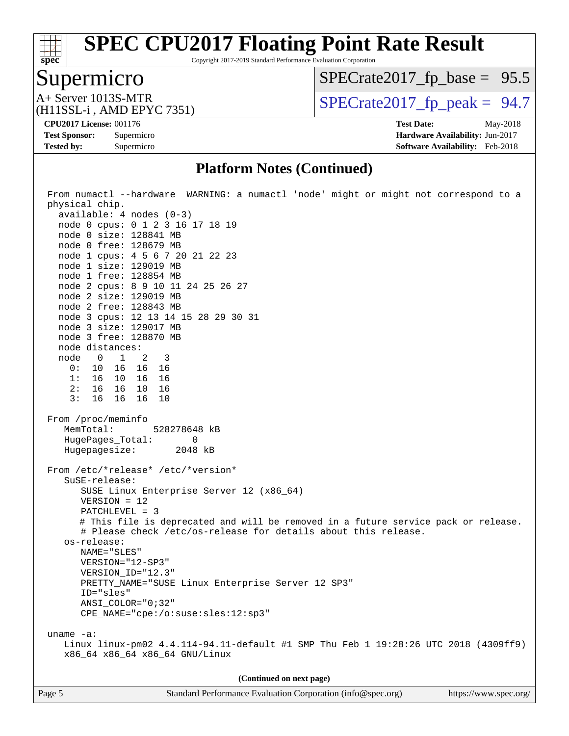# SPEC CPU2017 Floating Point Rate Result

Copyright 2017-2019 Standard Performance Evaluation Corporation

## Supermicro

A+ Server 1013S-MTR
(H11SSL-i , AMD EPYC 7351)

SPECrate2017_fp_base = 95.5

SPECrate2017_fp_peak = 94.7

**CPU2017 License:** 001176
**Test Sponsor:** Supermicro
**Tested by:** Supermicro

**Test Date:** May-2018
**Hardware Availability:** Jun-2017
**Software Availability:** Feb-2018

## Platform Notes (Continued)

```
From numactl --hardware  WARNING: a numactl 'node' might or might not correspond to a
physical chip.
  available: 4 nodes (0-3)
  node 0 cpus: 0 1 2 3 16 17 18 19
  node 0 size: 128841 MB
  node 0 free: 128679 MB
  node 1 cpus: 4 5 6 7 20 21 22 23
  node 1 size: 129019 MB
  node 1 free: 128854 MB
  node 2 cpus: 8 9 10 11 24 25 26 27
  node 2 size: 129019 MB
  node 2 free: 128843 MB
  node 3 cpus: 12 13 14 15 28 29 30 31
  node 3 size: 129017 MB
  node 3 free: 128870 MB
  node distances:
  node   0   1   2   3
    0:  10  16  16  16
    1:  16  10  16  16
    2:  16  16  10  16
    3:  16  16  16  10

From /proc/meminfo
   MemTotal:       528278648 kB
   HugePages_Total:       0
   Hugepagesize:       2048 kB

From /etc/*release* /etc/*version*
   SuSE-release:
      SUSE Linux Enterprise Server 12 (x86_64)
      VERSION = 12
      PATCHLEVEL = 3
      # This file is deprecated and will be removed in a future service pack or release.
      # Please check /etc/os-release for details about this release.
   os-release:
      NAME="SLES"
      VERSION="12-SP3"
      VERSION_ID="12.3"
      PRETTY_NAME="SUSE Linux Enterprise Server 12 SP3"
      ID="sles"
      ANSI_COLOR="0;32"
      CPE_NAME="cpe:/o:suse:sles:12:sp3"

uname -a:
   Linux linux-pm02 4.4.114-94.11-default #1 SMP Thu Feb 1 19:28:26 UTC 2018 (4309ff9)
   x86_64 x86_64 x86_64 GNU/Linux
```

**(Continued on next page)**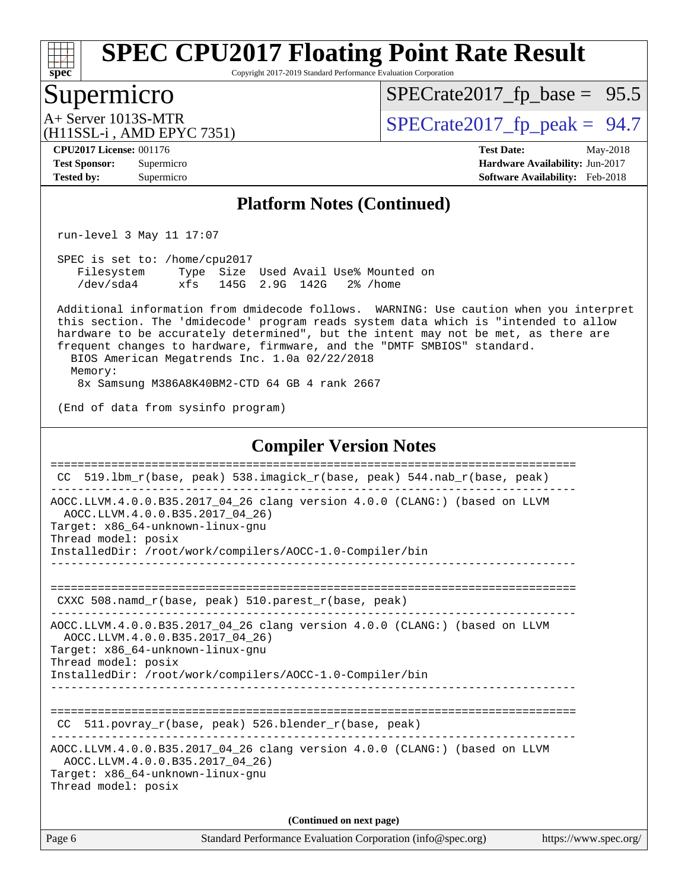## Platform Notes (Continued)

```
run-level 3 May 11 17:07

SPEC is set to: /home/cpu2017
   Filesystem     Type  Size  Used Avail Use% Mounted on
   /dev/sda4      xfs   145G  2.9G  142G   2% /home

Additional information from dmidecode follows.  WARNING: Use caution when you interpret
this section. The 'dmidecode' program reads system data which is "intended to allow
hardware to be accurately determined", but the intent may not be met, as there are
frequent changes to hardware, firmware, and the "DMTF SMBIOS" standard.
  BIOS American Megatrends Inc. 1.0a 02/22/2018
  Memory:
   8x Samsung M386A8K40BM2-CTD 64 GB 4 rank 2667

(End of data from sysinfo program)
```

## Compiler Version Notes

```
==============================================================================
 CC  519.lbm_r(base, peak) 538.imagick_r(base, peak) 544.nab_r(base, peak)
------------------------------------------------------------------------------
AOCC.LLVM.4.0.0.B35.2017_04_26 clang version 4.0.0 (CLANG:) (based on LLVM
  AOCC.LLVM.4.0.0.B35.2017_04_26)
Target: x86_64-unknown-linux-gnu
Thread model: posix
InstalledDir: /root/work/compilers/AOCC-1.0-Compiler/bin
------------------------------------------------------------------------------

==============================================================================
 CXXC 508.namd_r(base, peak) 510.parest_r(base, peak)
------------------------------------------------------------------------------
AOCC.LLVM.4.0.0.B35.2017_04_26 clang version 4.0.0 (CLANG:) (based on LLVM
  AOCC.LLVM.4.0.0.B35.2017_04_26)
Target: x86_64-unknown-linux-gnu
Thread model: posix
InstalledDir: /root/work/compilers/AOCC-1.0-Compiler/bin
------------------------------------------------------------------------------

==============================================================================
 CC  511.povray_r(base, peak) 526.blender_r(base, peak)
------------------------------------------------------------------------------
AOCC.LLVM.4.0.0.B35.2017_04_26 clang version 4.0.0 (CLANG:) (based on LLVM
  AOCC.LLVM.4.0.0.B35.2017_04_26)
Target: x86_64-unknown-linux-gnu
Thread model: posix
```

**(Continued on next page)**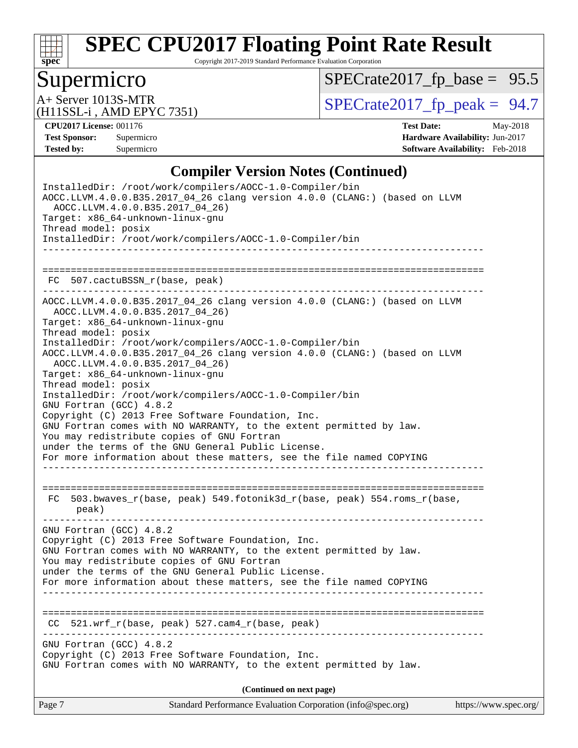## Compiler Version Notes (Continued)

```
InstalledDir: /root/work/compilers/AOCC-1.0-Compiler/bin
AOCC.LLVM.4.0.0.B35.2017_04_26 clang version 4.0.0 (CLANG:) (based on LLVM
  AOCC.LLVM.4.0.0.B35.2017_04_26)
Target: x86_64-unknown-linux-gnu
Thread model: posix
InstalledDir: /root/work/compilers/AOCC-1.0-Compiler/bin
------------------------------------------------------------------------------

==============================================================================
 FC  507.cactuBSSN_r(base, peak)
------------------------------------------------------------------------------
AOCC.LLVM.4.0.0.B35.2017_04_26 clang version 4.0.0 (CLANG:) (based on LLVM
  AOCC.LLVM.4.0.0.B35.2017_04_26)
Target: x86_64-unknown-linux-gnu
Thread model: posix
InstalledDir: /root/work/compilers/AOCC-1.0-Compiler/bin
AOCC.LLVM.4.0.0.B35.2017_04_26 clang version 4.0.0 (CLANG:) (based on LLVM
  AOCC.LLVM.4.0.0.B35.2017_04_26)
Target: x86_64-unknown-linux-gnu
Thread model: posix
InstalledDir: /root/work/compilers/AOCC-1.0-Compiler/bin
GNU Fortran (GCC) 4.8.2
Copyright (C) 2013 Free Software Foundation, Inc.
GNU Fortran comes with NO WARRANTY, to the extent permitted by law.
You may redistribute copies of GNU Fortran
under the terms of the GNU General Public License.
For more information about these matters, see the file named COPYING
------------------------------------------------------------------------------

==============================================================================
 FC  503.bwaves_r(base, peak) 549.fotonik3d_r(base, peak) 554.roms_r(base,
      peak)
------------------------------------------------------------------------------
GNU Fortran (GCC) 4.8.2
Copyright (C) 2013 Free Software Foundation, Inc.
GNU Fortran comes with NO WARRANTY, to the extent permitted by law.
You may redistribute copies of GNU Fortran
under the terms of the GNU General Public License.
For more information about these matters, see the file named COPYING
------------------------------------------------------------------------------

==============================================================================
 CC  521.wrf_r(base, peak) 527.cam4_r(base, peak)
------------------------------------------------------------------------------
GNU Fortran (GCC) 4.8.2
Copyright (C) 2013 Free Software Foundation, Inc.
GNU Fortran comes with NO WARRANTY, to the extent permitted by law.
```

**(Continued on next page)**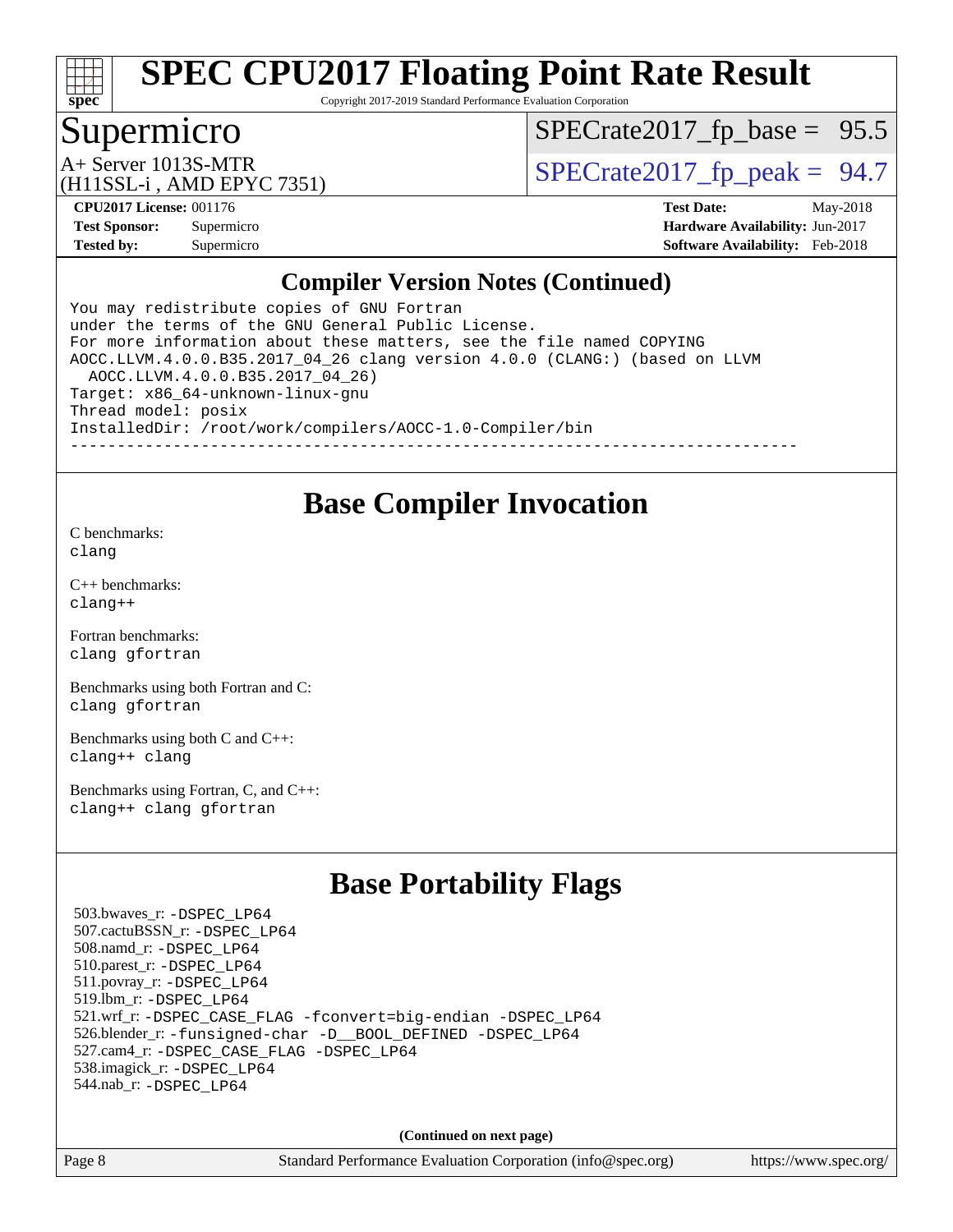## Compiler Version Notes (Continued)

```
You may redistribute copies of GNU Fortran
under the terms of the GNU General Public License.
For more information about these matters, see the file named COPYING
AOCC.LLVM.4.0.0.B35.2017_04_26 clang version 4.0.0 (CLANG:) (based on LLVM
  AOCC.LLVM.4.0.0.B35.2017_04_26)
Target: x86_64-unknown-linux-gnu
Thread model: posix
InstalledDir: /root/work/compilers/AOCC-1.0-Compiler/bin
------------------------------------------------------------------------------
```

## Base Compiler Invocation

C benchmarks:
clang

C++ benchmarks:
clang++

Fortran benchmarks:
clang gfortran

Benchmarks using both Fortran and C:
clang gfortran

Benchmarks using both C and C++:
clang++ clang

Benchmarks using Fortran, C, and C++:
clang++ clang gfortran

## Base Portability Flags

503.bwaves_r: -DSPEC_LP64
507.cactuBSSN_r: -DSPEC_LP64
508.namd_r: -DSPEC_LP64
510.parest_r: -DSPEC_LP64
511.povray_r: -DSPEC_LP64
519.lbm_r: -DSPEC_LP64
521.wrf_r: -DSPEC_CASE_FLAG -fconvert=big-endian -DSPEC_LP64
526.blender_r: -funsigned-char -D__BOOL_DEFINED -DSPEC_LP64
527.cam4_r: -DSPEC_CASE_FLAG -DSPEC_LP64
538.imagick_r: -DSPEC_LP64
544.nab_r: -DSPEC_LP64

(Continued on next page)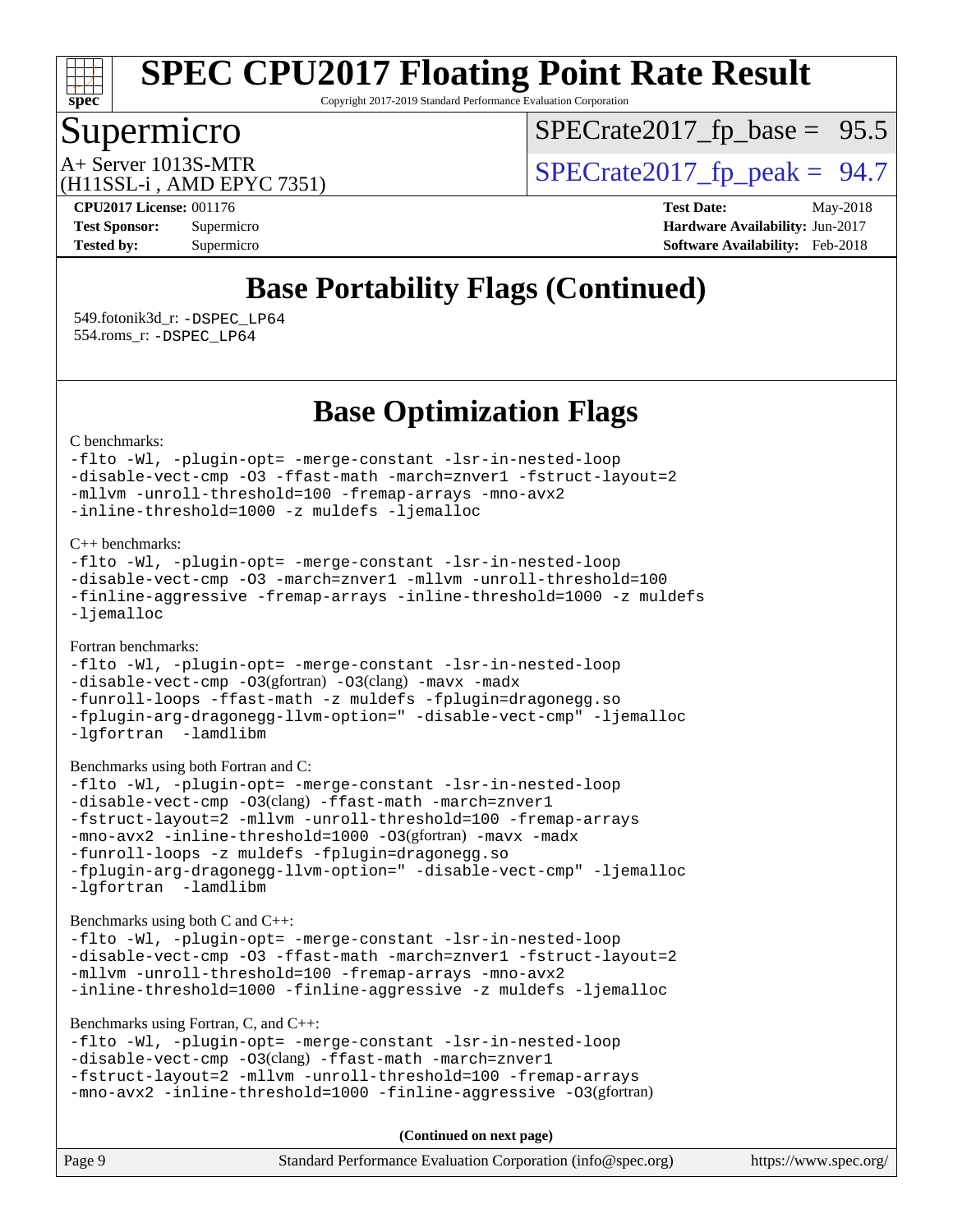# SPEC CPU2017 Floating Point Rate Result

Copyright 2017-2019 Standard Performance Evaluation Corporation

## Supermicro

A+ Server 1013S-MTR
(H11SSL-i , AMD EPYC 7351)

SPECrate2017_fp_base = 95.5

SPECrate2017_fp_peak = 94.7

**CPU2017 License:** 001176
**Test Sponsor:** Supermicro
**Tested by:** Supermicro

**Test Date:** May-2018
**Hardware Availability:** Jun-2017
**Software Availability:** Feb-2018

## Base Portability Flags (Continued)

549.fotonik3d_r: `-DSPEC_LP64`
554.roms_r: `-DSPEC_LP64`

## Base Optimization Flags

C benchmarks:

```
-flto -Wl, -plugin-opt= -merge-constant -lsr-in-nested-loop
-disable-vect-cmp -O3 -ffast-math -march=znver1 -fstruct-layout=2
-mllvm -unroll-threshold=100 -fremap-arrays -mno-avx2
-inline-threshold=1000 -z muldefs -ljemalloc
```

C++ benchmarks:

```
-flto -Wl, -plugin-opt= -merge-constant -lsr-in-nested-loop
-disable-vect-cmp -O3 -march=znver1 -mllvm -unroll-threshold=100
-finline-aggressive -fremap-arrays -inline-threshold=1000 -z muldefs
-ljemalloc
```

Fortran benchmarks:

```
-flto -Wl, -plugin-opt= -merge-constant -lsr-in-nested-loop
-disable-vect-cmp -O3(gfortran) -O3(clang) -mavx -madx
-funroll-loops -ffast-math -z muldefs -fplugin=dragonegg.so
-fplugin-arg-dragonegg-llvm-option=" -disable-vect-cmp" -ljemalloc
-lgfortran  -lamdlibm
```

Benchmarks using both Fortran and C:

```
-flto -Wl, -plugin-opt= -merge-constant -lsr-in-nested-loop
-disable-vect-cmp -O3(clang) -ffast-math -march=znver1
-fstruct-layout=2 -mllvm -unroll-threshold=100 -fremap-arrays
-mno-avx2 -inline-threshold=1000 -O3(gfortran) -mavx -madx
-funroll-loops -z muldefs -fplugin=dragonegg.so
-fplugin-arg-dragonegg-llvm-option=" -disable-vect-cmp" -ljemalloc
-lgfortran  -lamdlibm
```

Benchmarks using both C and C++:

```
-flto -Wl, -plugin-opt= -merge-constant -lsr-in-nested-loop
-disable-vect-cmp -O3 -ffast-math -march=znver1 -fstruct-layout=2
-mllvm -unroll-threshold=100 -fremap-arrays -mno-avx2
-inline-threshold=1000 -finline-aggressive -z muldefs -ljemalloc
```

Benchmarks using Fortran, C, and C++:

```
-flto -Wl, -plugin-opt= -merge-constant -lsr-in-nested-loop
-disable-vect-cmp -O3(clang) -ffast-math -march=znver1
-fstruct-layout=2 -mllvm -unroll-threshold=100 -fremap-arrays
-mno-avx2 -inline-threshold=1000 -finline-aggressive -O3(gfortran)
```

**(Continued on next page)**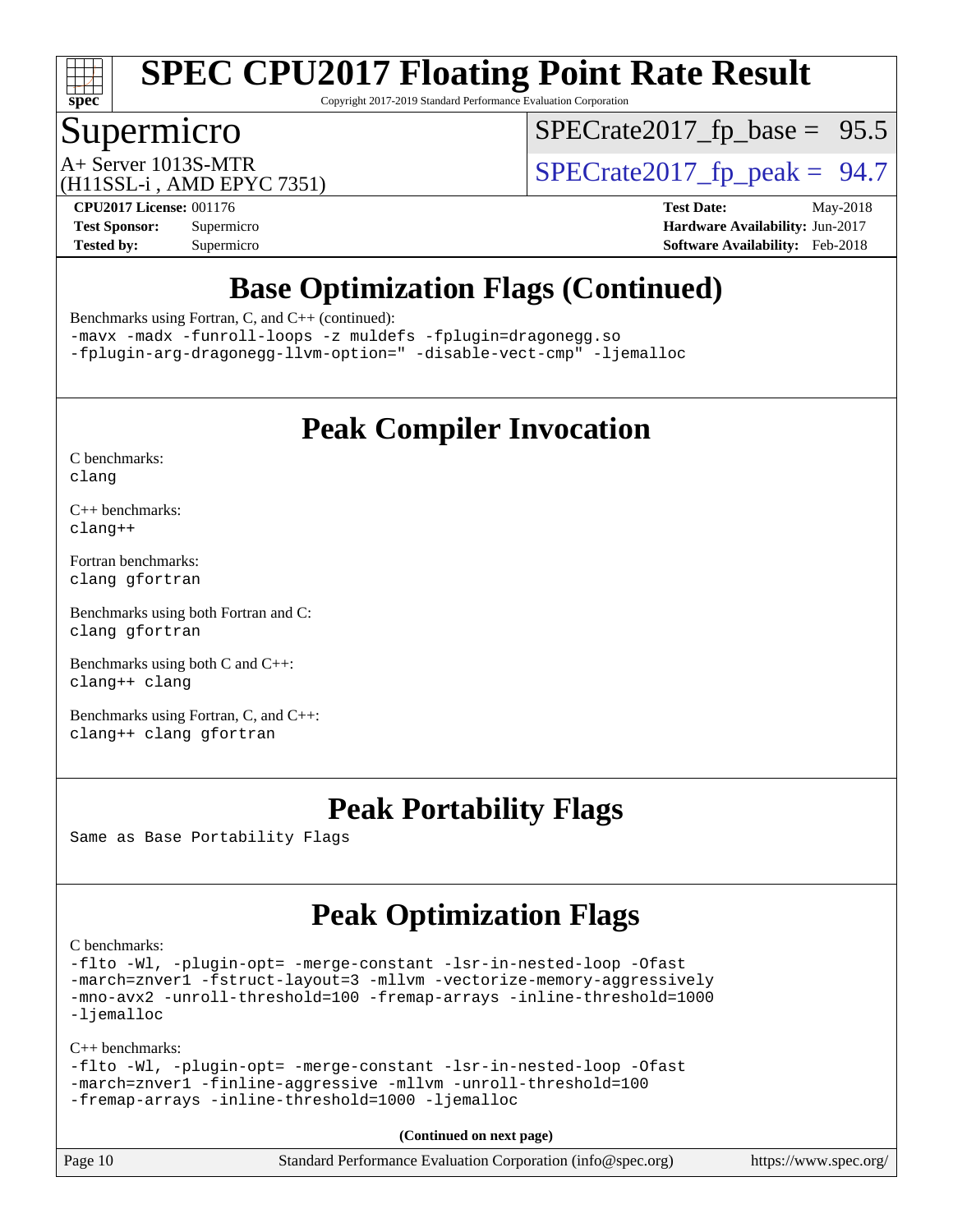# SPEC CPU2017 Floating Point Rate Result

Copyright 2017-2019 Standard Performance Evaluation Corporation

## Supermicro

A+ Server 1013S-MTR
(H11SSL-i , AMD EPYC 7351)

SPECrate2017_fp_base = 95.5

SPECrate2017_fp_peak = 94.7

**CPU2017 License:** 001176
**Test Sponsor:** Supermicro
**Tested by:** Supermicro

**Test Date:** May-2018
**Hardware Availability:** Jun-2017
**Software Availability:** Feb-2018

## Base Optimization Flags (Continued)

Benchmarks using Fortran, C, and C++ (continued):

```
-mavx -madx -funroll-loops -z muldefs -fplugin=dragonegg.so
-fplugin-arg-dragonegg-llvm-option=" -disable-vect-cmp" -ljemalloc
```

## Peak Compiler Invocation

C benchmarks:
```
clang
```

C++ benchmarks:
```
clang++
```

Fortran benchmarks:
```
clang gfortran
```

Benchmarks using both Fortran and C:
```
clang gfortran
```

Benchmarks using both C and C++:
```
clang++ clang
```

Benchmarks using Fortran, C, and C++:
```
clang++ clang gfortran
```

## Peak Portability Flags

Same as Base Portability Flags

## Peak Optimization Flags

C benchmarks:
```
-flto -Wl, -plugin-opt= -merge-constant -lsr-in-nested-loop -Ofast
-march=znver1 -fstruct-layout=3 -mllvm -vectorize-memory-aggressively
-mno-avx2 -unroll-threshold=100 -fremap-arrays -inline-threshold=1000
-ljemalloc
```

C++ benchmarks:
```
-flto -Wl, -plugin-opt= -merge-constant -lsr-in-nested-loop -Ofast
-march=znver1 -finline-aggressive -mllvm -unroll-threshold=100
-fremap-arrays -inline-threshold=1000 -ljemalloc
```

**(Continued on next page)**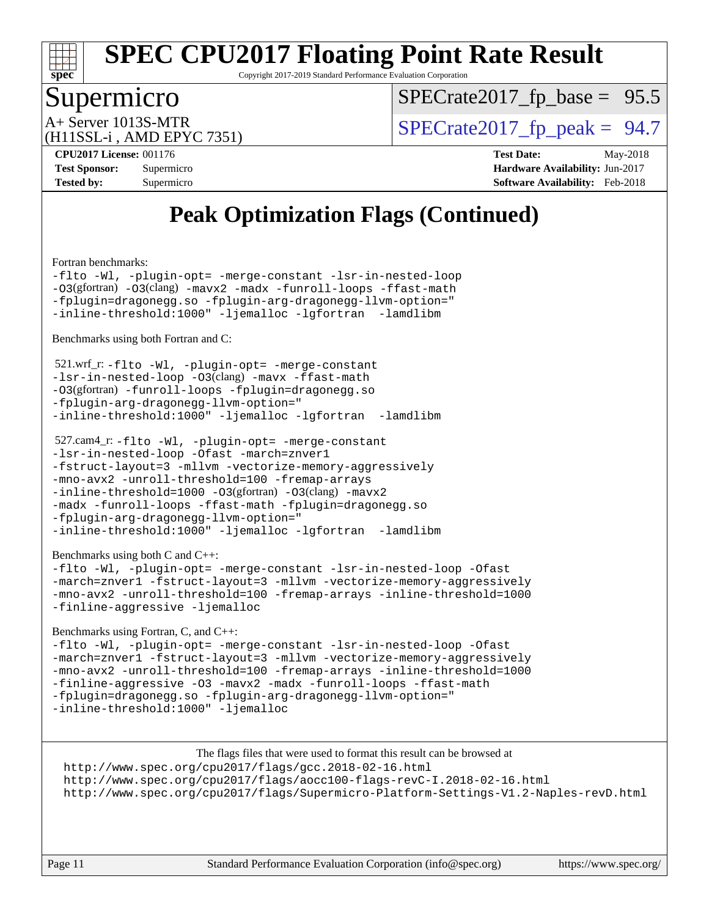# Peak Optimization Flags (Continued)

Fortran benchmarks:

```
-flto -Wl, -plugin-opt= -merge-constant -lsr-in-nested-loop
-O3(gfortran) -O3(clang) -mavx2 -madx -funroll-loops -ffast-math
-fplugin=dragonegg.so -fplugin-arg-dragonegg-llvm-option="
-inline-threshold:1000" -ljemalloc -lgfortran  -lamdlibm
```

Benchmarks using both Fortran and C:

521.wrf_r:
```
-flto -Wl, -plugin-opt= -merge-constant
-lsr-in-nested-loop -O3(clang) -mavx -ffast-math
-O3(gfortran) -funroll-loops -fplugin=dragonegg.so
-fplugin-arg-dragonegg-llvm-option="
-inline-threshold:1000" -ljemalloc -lgfortran  -lamdlibm
```

527.cam4_r:
```
-flto -Wl, -plugin-opt= -merge-constant
-lsr-in-nested-loop -Ofast -march=znver1
-fstruct-layout=3 -mllvm -vectorize-memory-aggressively
-mno-avx2 -unroll-threshold=100 -fremap-arrays
-inline-threshold=1000 -O3(gfortran) -O3(clang) -mavx2
-madx -funroll-loops -ffast-math -fplugin=dragonegg.so
-fplugin-arg-dragonegg-llvm-option="
-inline-threshold:1000" -ljemalloc -lgfortran  -lamdlibm
```

Benchmarks using both C and C++:

```
-flto -Wl, -plugin-opt= -merge-constant -lsr-in-nested-loop -Ofast
-march=znver1 -fstruct-layout=3 -mllvm -vectorize-memory-aggressively
-mno-avx2 -unroll-threshold=100 -fremap-arrays -inline-threshold=1000
-finline-aggressive -ljemalloc
```

Benchmarks using Fortran, C, and C++:

```
-flto -Wl, -plugin-opt= -merge-constant -lsr-in-nested-loop -Ofast
-march=znver1 -fstruct-layout=3 -mllvm -vectorize-memory-aggressively
-mno-avx2 -unroll-threshold=100 -fremap-arrays -inline-threshold=1000
-finline-aggressive -O3 -mavx2 -madx -funroll-loops -ffast-math
-fplugin=dragonegg.so -fplugin-arg-dragonegg-llvm-option="
-inline-threshold:1000" -ljemalloc
```

The flags files that were used to format this result can be browsed at
http://www.spec.org/cpu2017/flags/gcc.2018-02-16.html
http://www.spec.org/cpu2017/flags/aocc100-flags-revC-I.2018-02-16.html
http://www.spec.org/cpu2017/flags/Supermicro-Platform-Settings-V1.2-Naples-revD.html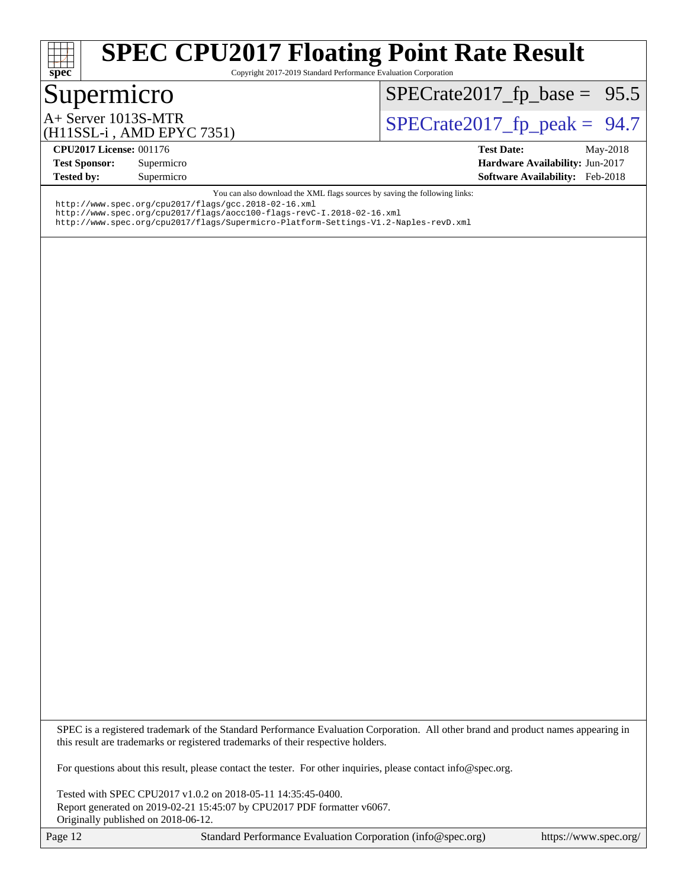You can also download the XML flags sources by saving the following links:

```
http://www.spec.org/cpu2017/flags/gcc.2018-02-16.xml
http://www.spec.org/cpu2017/flags/aocc100-flags-revC-I.2018-02-16.xml
http://www.spec.org/cpu2017/flags/Supermicro-Platform-Settings-V1.2-Naples-revD.xml
```

SPEC is a registered trademark of the Standard Performance Evaluation Corporation. All other brand and product names appearing in this result are trademarks or registered trademarks of their respective holders.

For questions about this result, please contact the tester. For other inquiries, please contact info@spec.org.

Tested with SPEC CPU2017 v1.0.2 on 2018-05-11 14:35:45-0400.
Report generated on 2019-02-21 15:45:07 by CPU2017 PDF formatter v6067.
Originally published on 2018-06-12.